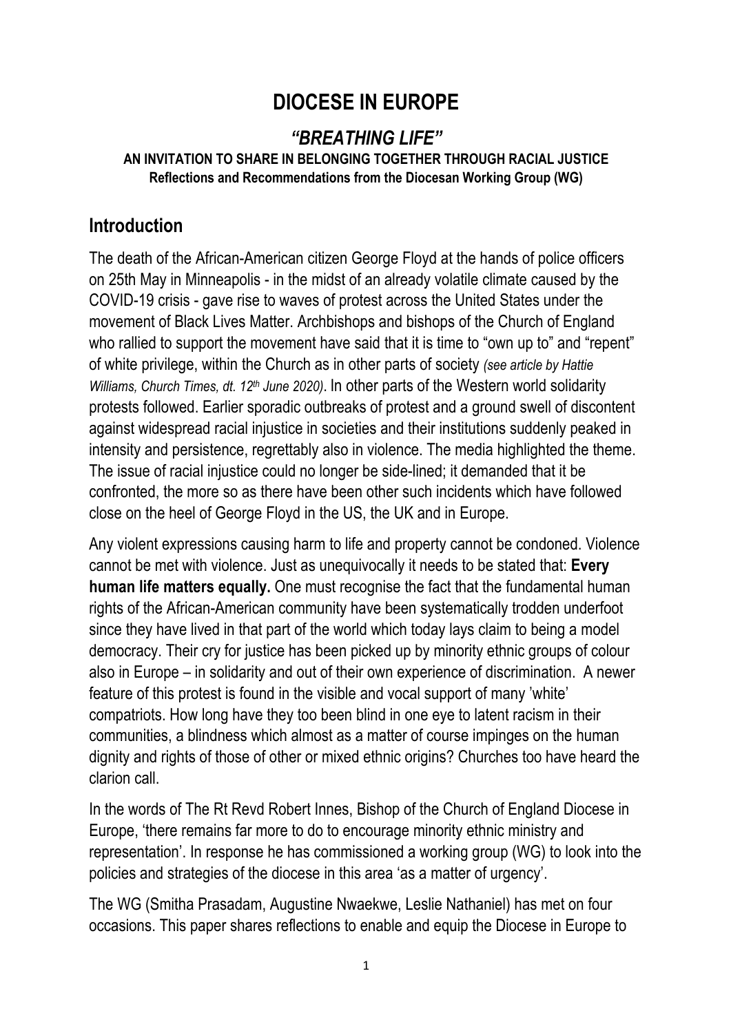# DIOCESE IN EUROPE

## *"BREATHING LIFE"*

**AN INVITATION TO SHARE IN BELONGING TOGETHER THROUGH RACIAL JUSTICE**

**Reflections and Recommendations from the Diocesan Working Group (WG)**

## Introduction

The death of the African-American citizen George Floyd at the hands of police officers on 25th May in Minneapolis - in the midst of an already volatile climate caused by the COVID-19 crisis - gave rise to waves of protest across the United States under the movement of Black Lives Matter. Archbishops and bishops of the Church of England who rallied to support the movement have said that it is time to "own up to" and "repent" of white privilege, within the Church as in other parts of society *(see article by Hattie Williams, Church Times, dt. 12th June 2020)*. In other parts of the Western world solidarity protests followed. Earlier sporadic outbreaks of protest and a ground swell of discontent against widespread racial injustice in societies and their institutions suddenly peaked in intensity and persistence, regrettably also in violence. The media highlighted the theme. The issue of racial injustice could no longer be side-lined; it demanded that it be confronted, the more so as there have been other such incidents which have followed close on the heel of George Floyd in the US, the UK and in Europe.

Any violent expressions causing harm to life and property cannot be condoned. Violence cannot be met with violence. Just as unequivocally it needs to be stated that: **Every human life matters equally.** One must recognise the fact that the fundamental human rights of the African-American community have been systematically trodden underfoot since they have lived in that part of the world which today lays claim to being a model democracy. Their cry for justice has been picked up by minority ethnic groups of colour also in Europe – in solidarity and out of their own experience of discrimination. A newer feature of this protest is found in the visible and vocal support of many 'white' compatriots. How long have they too been blind in one eye to latent racism in their communities, a blindness which almost as a matter of course impinges on the human dignity and rights of those of other or mixed ethnic origins? Churches too have heard the clarion call.

In the words of The Rt Revd Robert Innes, Bishop of the Church of England Diocese in Europe, 'there remains far more to do to encourage minority ethnic ministry and representation'. In response he has commissioned a working group (WG) to look into the policies and strategies of the diocese in this area 'as a matter of urgency'.

The WG (Smitha Prasadam, Augustine Nwaekwe, Leslie Nathaniel) has met on four occasions. This paper shares reflections to enable and equip the Diocese in Europe to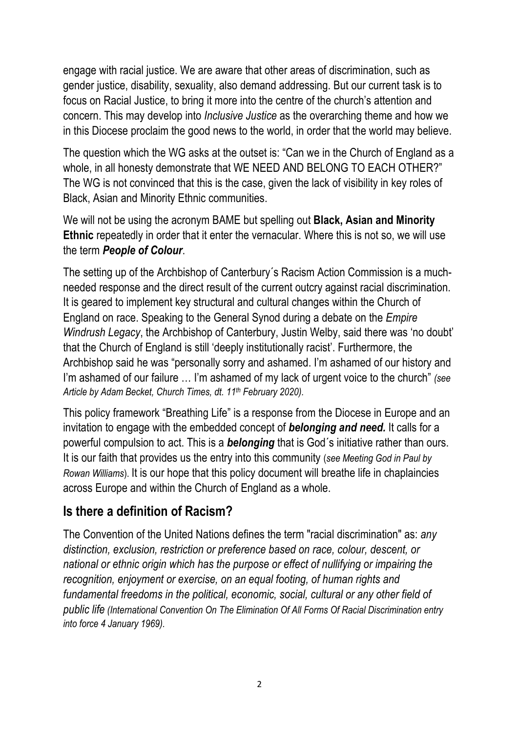engage with racial justice. We are aware that other areas of discrimination, such as gender justice, disability, sexuality, also demand addressing. But our current task is to focus on Racial Justice, to bring it more into the centre of the church's attention and concern. This may develop into *Inclusive Justice* as the overarching theme and how we in this Diocese proclaim the good news to the world, in order that the world may believe.

The question which the WG asks at the outset is: "Can we in the Church of England as a whole, in all honesty demonstrate that WE NEED AND BELONG TO EACH OTHER?" The WG is not convinced that this is the case, given the lack of visibility in key roles of Black, Asian and Minority Ethnic communities.

We will not be using the acronym BAME but spelling out **Black, Asian and Minority Ethnic** repeatedly in order that it enter the vernacular. Where this is not so, we will use the term ***People of Colour***.

The setting up of the Archbishop of Canterbury´s Racism Action Commission is a much-needed response and the direct result of the current outcry against racial discrimination. It is geared to implement key structural and cultural changes within the Church of England on race. Speaking to the General Synod during a debate on the *Empire Windrush Legacy*, the Archbishop of Canterbury, Justin Welby, said there was 'no doubt' that the Church of England is still 'deeply institutionally racist'. Furthermore, the Archbishop said he was "personally sorry and ashamed. I'm ashamed of our history and I'm ashamed of our failure … I'm ashamed of my lack of urgent voice to the church" *(see Article by Adam Becket, Church Times, dt. 11th February 2020).*

This policy framework "Breathing Life" is a response from the Diocese in Europe and an invitation to engage with the embedded concept of ***belonging and need.*** It calls for a powerful compulsion to act. This is a ***belonging*** that is God´s initiative rather than ours. It is our faith that provides us the entry into this community (*see Meeting God in Paul by Rowan Williams*). It is our hope that this policy document will breathe life in chaplaincies across Europe and within the Church of England as a whole.

## Is there a definition of Racism?

The Convention of the United Nations defines the term "racial discrimination" as: *any distinction, exclusion, restriction or preference based on race, colour, descent, or national or ethnic origin which has the purpose or effect of nullifying or impairing the recognition, enjoyment or exercise, on an equal footing, of human rights and fundamental freedoms in the political, economic, social, cultural or any other field of public life (International Convention On The Elimination Of All Forms Of Racial Discrimination entry into force 4 January 1969).*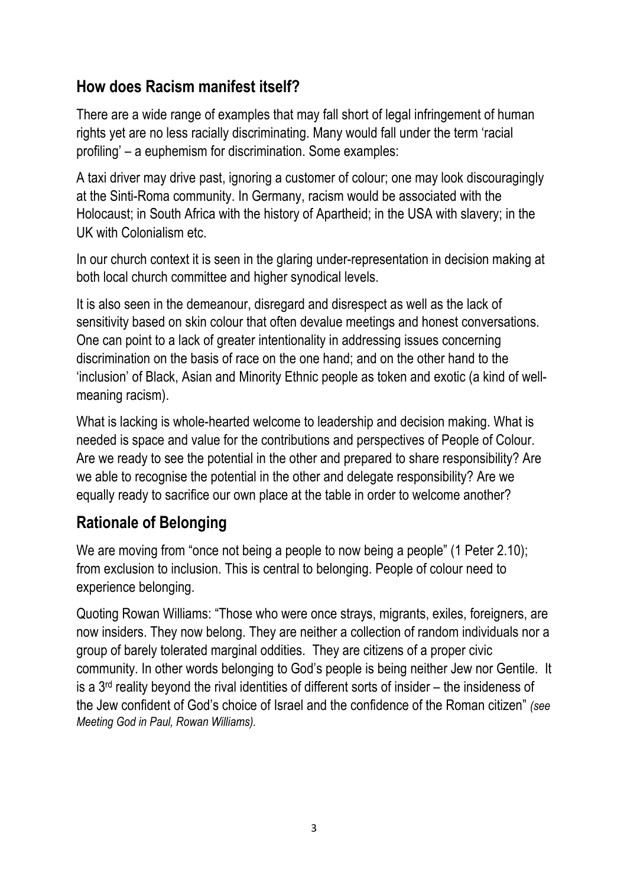## How does Racism manifest itself?

There are a wide range of examples that may fall short of legal infringement of human rights yet are no less racially discriminating. Many would fall under the term 'racial profiling' – a euphemism for discrimination. Some examples:

A taxi driver may drive past, ignoring a customer of colour; one may look discouragingly at the Sinti-Roma community. In Germany, racism would be associated with the Holocaust; in South Africa with the history of Apartheid; in the USA with slavery; in the UK with Colonialism etc.

In our church context it is seen in the glaring under-representation in decision making at both local church committee and higher synodical levels.

It is also seen in the demeanour, disregard and disrespect as well as the lack of sensitivity based on skin colour that often devalue meetings and honest conversations. One can point to a lack of greater intentionality in addressing issues concerning discrimination on the basis of race on the one hand; and on the other hand to the 'inclusion' of Black, Asian and Minority Ethnic people as token and exotic (a kind of well-meaning racism).

What is lacking is whole-hearted welcome to leadership and decision making. What is needed is space and value for the contributions and perspectives of People of Colour. Are we ready to see the potential in the other and prepared to share responsibility? Are we able to recognise the potential in the other and delegate responsibility? Are we equally ready to sacrifice our own place at the table in order to welcome another?

## Rationale of Belonging

We are moving from "once not being a people to now being a people" (1 Peter 2.10); from exclusion to inclusion. This is central to belonging. People of colour need to experience belonging.

Quoting Rowan Williams: "Those who were once strays, migrants, exiles, foreigners, are now insiders. They now belong. They are neither a collection of random individuals nor a group of barely tolerated marginal oddities. They are citizens of a proper civic community. In other words belonging to God's people is being neither Jew nor Gentile. It is a 3rd reality beyond the rival identities of different sorts of insider – the insideness of the Jew confident of God's choice of Israel and the confidence of the Roman citizen" *(see Meeting God in Paul, Rowan Williams).*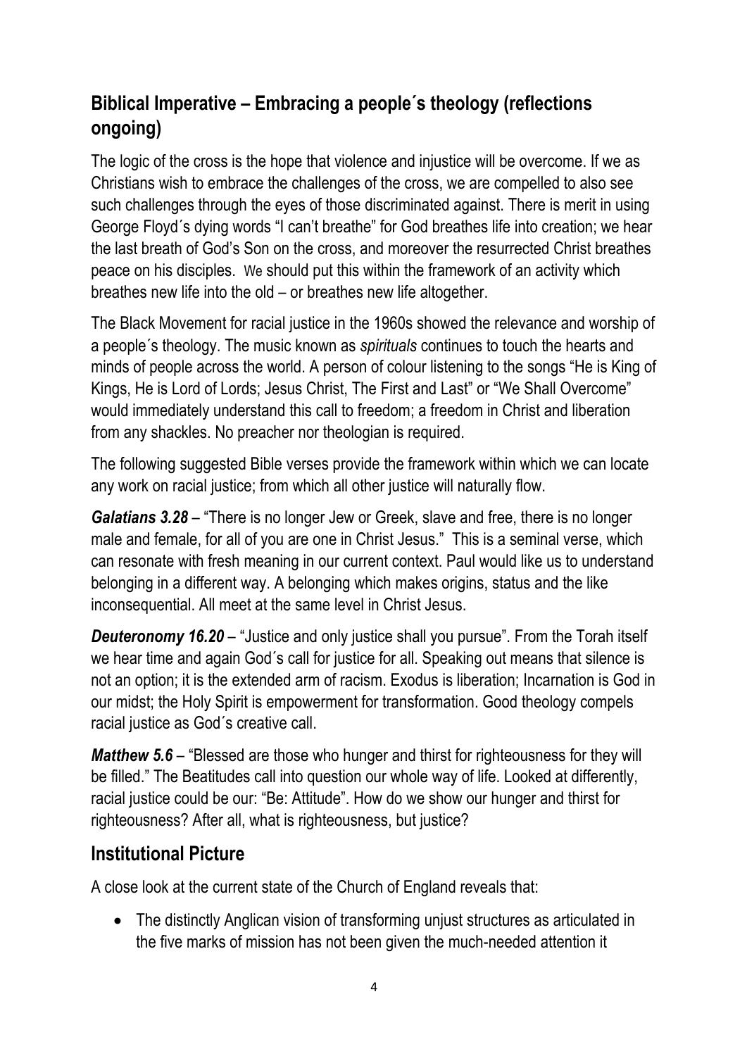## Biblical Imperative – Embracing a people´s theology (reflections ongoing)

The logic of the cross is the hope that violence and injustice will be overcome. If we as Christians wish to embrace the challenges of the cross, we are compelled to also see such challenges through the eyes of those discriminated against. There is merit in using George Floyd´s dying words "I can't breathe" for God breathes life into creation; we hear the last breath of God's Son on the cross, and moreover the resurrected Christ breathes peace on his disciples. We should put this within the framework of an activity which breathes new life into the old – or breathes new life altogether.

The Black Movement for racial justice in the 1960s showed the relevance and worship of a people´s theology. The music known as *spirituals* continues to touch the hearts and minds of people across the world. A person of colour listening to the songs "He is King of Kings, He is Lord of Lords; Jesus Christ, The First and Last" or "We Shall Overcome" would immediately understand this call to freedom; a freedom in Christ and liberation from any shackles. No preacher nor theologian is required.

The following suggested Bible verses provide the framework within which we can locate any work on racial justice; from which all other justice will naturally flow.

***Galatians 3.28*** – "There is no longer Jew or Greek, slave and free, there is no longer male and female, for all of you are one in Christ Jesus." This is a seminal verse, which can resonate with fresh meaning in our current context. Paul would like us to understand belonging in a different way. A belonging which makes origins, status and the like inconsequential. All meet at the same level in Christ Jesus.

***Deuteronomy 16.20*** – "Justice and only justice shall you pursue". From the Torah itself we hear time and again God´s call for justice for all. Speaking out means that silence is not an option; it is the extended arm of racism. Exodus is liberation; Incarnation is God in our midst; the Holy Spirit is empowerment for transformation. Good theology compels racial justice as God´s creative call.

***Matthew 5.6*** – "Blessed are those who hunger and thirst for righteousness for they will be filled." The Beatitudes call into question our whole way of life. Looked at differently, racial justice could be our: "Be: Attitude". How do we show our hunger and thirst for righteousness? After all, what is righteousness, but justice?

## Institutional Picture

A close look at the current state of the Church of England reveals that:

- The distinctly Anglican vision of transforming unjust structures as articulated in the five marks of mission has not been given the much-needed attention it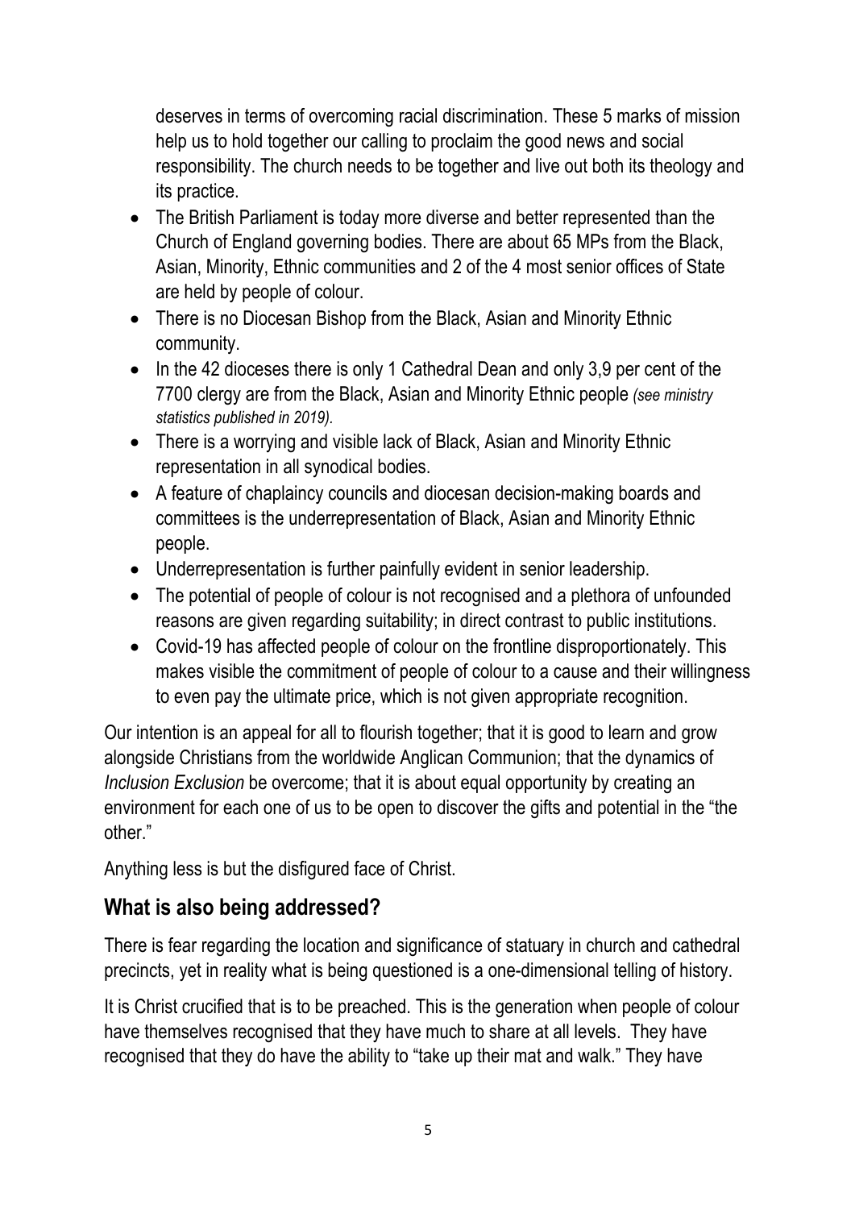deserves in terms of overcoming racial discrimination. These 5 marks of mission help us to hold together our calling to proclaim the good news and social responsibility. The church needs to be together and live out both its theology and its practice.

- The British Parliament is today more diverse and better represented than the Church of England governing bodies. There are about 65 MPs from the Black, Asian, Minority, Ethnic communities and 2 of the 4 most senior offices of State are held by people of colour.
- There is no Diocesan Bishop from the Black, Asian and Minority Ethnic community.
- In the 42 dioceses there is only 1 Cathedral Dean and only 3,9 per cent of the 7700 clergy are from the Black, Asian and Minority Ethnic people *(see ministry statistics published in 2019).*
- There is a worrying and visible lack of Black, Asian and Minority Ethnic representation in all synodical bodies.
- A feature of chaplaincy councils and diocesan decision-making boards and committees is the underrepresentation of Black, Asian and Minority Ethnic people.
- Underrepresentation is further painfully evident in senior leadership.
- The potential of people of colour is not recognised and a plethora of unfounded reasons are given regarding suitability; in direct contrast to public institutions.
- Covid-19 has affected people of colour on the frontline disproportionately. This makes visible the commitment of people of colour to a cause and their willingness to even pay the ultimate price, which is not given appropriate recognition.

Our intention is an appeal for all to flourish together; that it is good to learn and grow alongside Christians from the worldwide Anglican Communion; that the dynamics of *Inclusion Exclusion* be overcome; that it is about equal opportunity by creating an environment for each one of us to be open to discover the gifts and potential in the "the other."

Anything less is but the disfigured face of Christ.

## What is also being addressed?

There is fear regarding the location and significance of statuary in church and cathedral precincts, yet in reality what is being questioned is a one-dimensional telling of history.

It is Christ crucified that is to be preached. This is the generation when people of colour have themselves recognised that they have much to share at all levels. They have recognised that they do have the ability to "take up their mat and walk." They have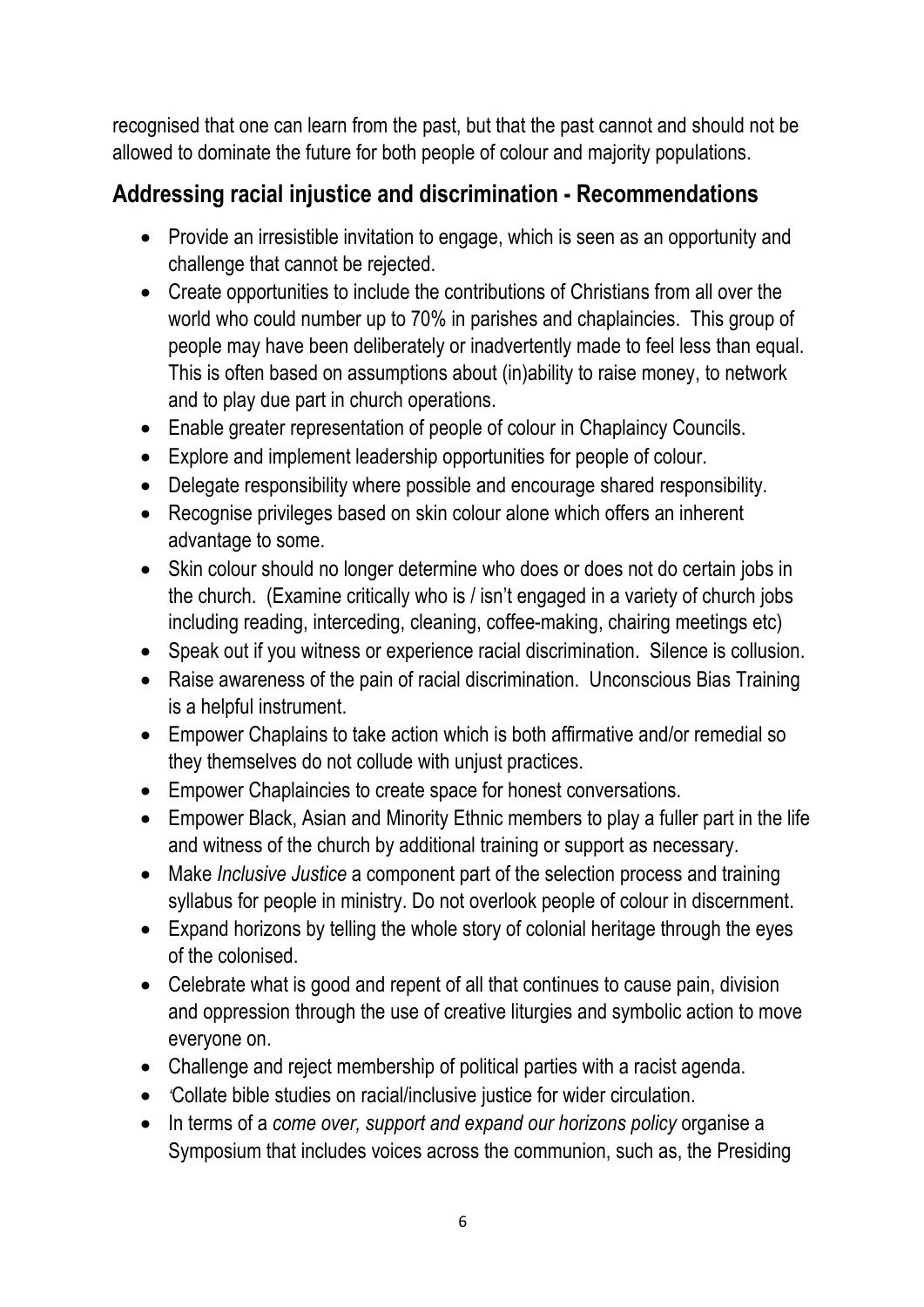recognised that one can learn from the past, but that the past cannot and should not be allowed to dominate the future for both people of colour and majority populations.

## Addressing racial injustice and discrimination - Recommendations

- Provide an irresistible invitation to engage, which is seen as an opportunity and challenge that cannot be rejected.
- Create opportunities to include the contributions of Christians from all over the world who could number up to 70% in parishes and chaplaincies. This group of people may have been deliberately or inadvertently made to feel less than equal. This is often based on assumptions about (in)ability to raise money, to network and to play due part in church operations.
- Enable greater representation of people of colour in Chaplaincy Councils.
- Explore and implement leadership opportunities for people of colour.
- Delegate responsibility where possible and encourage shared responsibility.
- Recognise privileges based on skin colour alone which offers an inherent advantage to some.
- Skin colour should no longer determine who does or does not do certain jobs in the church. (Examine critically who is / isn't engaged in a variety of church jobs including reading, interceding, cleaning, coffee-making, chairing meetings etc)
- Speak out if you witness or experience racial discrimination. Silence is collusion.
- Raise awareness of the pain of racial discrimination. Unconscious Bias Training is a helpful instrument.
- Empower Chaplains to take action which is both affirmative and/or remedial so they themselves do not collude with unjust practices.
- Empower Chaplaincies to create space for honest conversations.
- Empower Black, Asian and Minority Ethnic members to play a fuller part in the life and witness of the church by additional training or support as necessary.
- Make *Inclusive Justice* a component part of the selection process and training syllabus for people in ministry. Do not overlook people of colour in discernment.
- Expand horizons by telling the whole story of colonial heritage through the eyes of the colonised.
- Celebrate what is good and repent of all that continues to cause pain, division and oppression through the use of creative liturgies and symbolic action to move everyone on.
- Challenge and reject membership of political parties with a racist agenda.
- 'Collate bible studies on racial/inclusive justice for wider circulation.
- In terms of a *come over, support and expand our horizons policy* organise a Symposium that includes voices across the communion, such as, the Presiding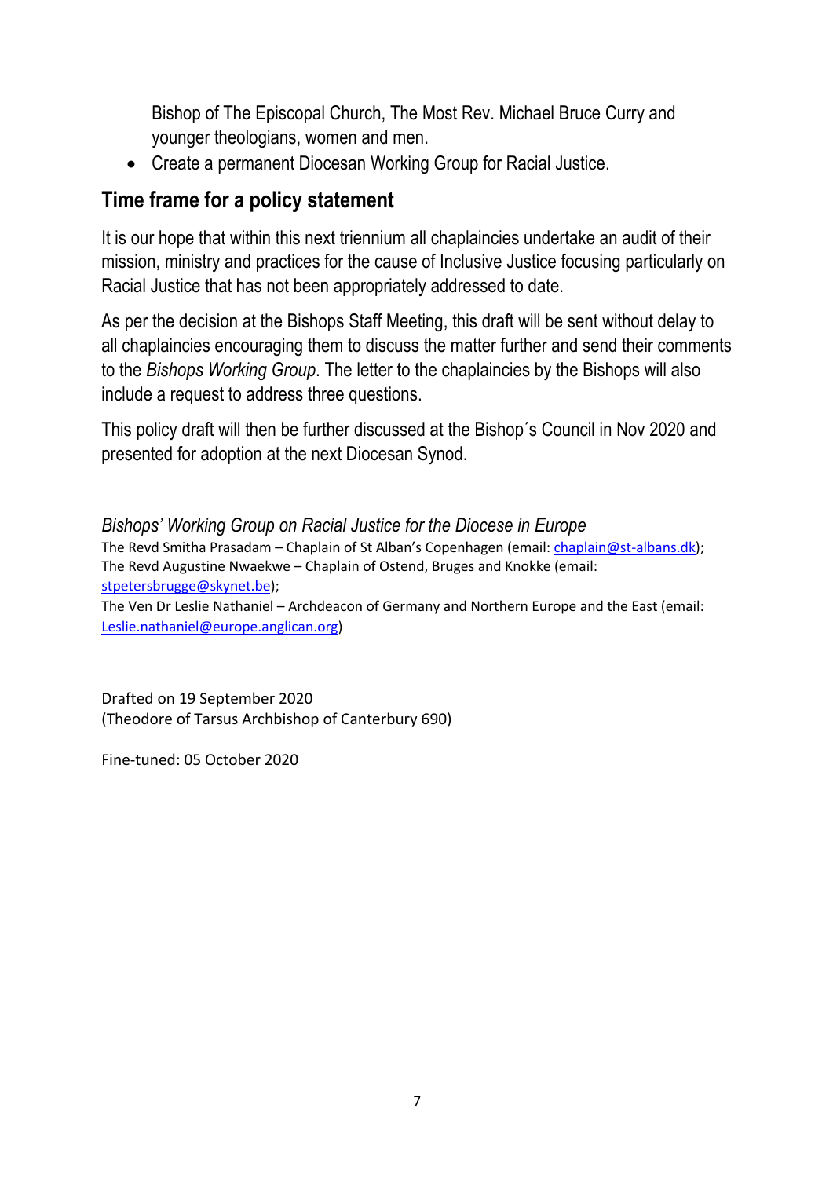Bishop of The Episcopal Church, The Most Rev. Michael Bruce Curry and younger theologians, women and men.

- Create a permanent Diocesan Working Group for Racial Justice.

## Time frame for a policy statement

It is our hope that within this next triennium all chaplaincies undertake an audit of their mission, ministry and practices for the cause of Inclusive Justice focusing particularly on Racial Justice that has not been appropriately addressed to date.

As per the decision at the Bishops Staff Meeting, this draft will be sent without delay to all chaplaincies encouraging them to discuss the matter further and send their comments to the *Bishops Working Group*. The letter to the chaplaincies by the Bishops will also include a request to address three questions.

This policy draft will then be further discussed at the Bishop´s Council in Nov 2020 and presented for adoption at the next Diocesan Synod.

*Bishops' Working Group on Racial Justice for the Diocese in Europe*
The Revd Smitha Prasadam – Chaplain of St Alban's Copenhagen (email: chaplain@st-albans.dk);
The Revd Augustine Nwaekwe – Chaplain of Ostend, Bruges and Knokke (email: stpetersbrugge@skynet.be);
The Ven Dr Leslie Nathaniel – Archdeacon of Germany and Northern Europe and the East (email: Leslie.nathaniel@europe.anglican.org)

Drafted on 19 September 2020
(Theodore of Tarsus Archbishop of Canterbury 690)

Fine-tuned: 05 October 2020